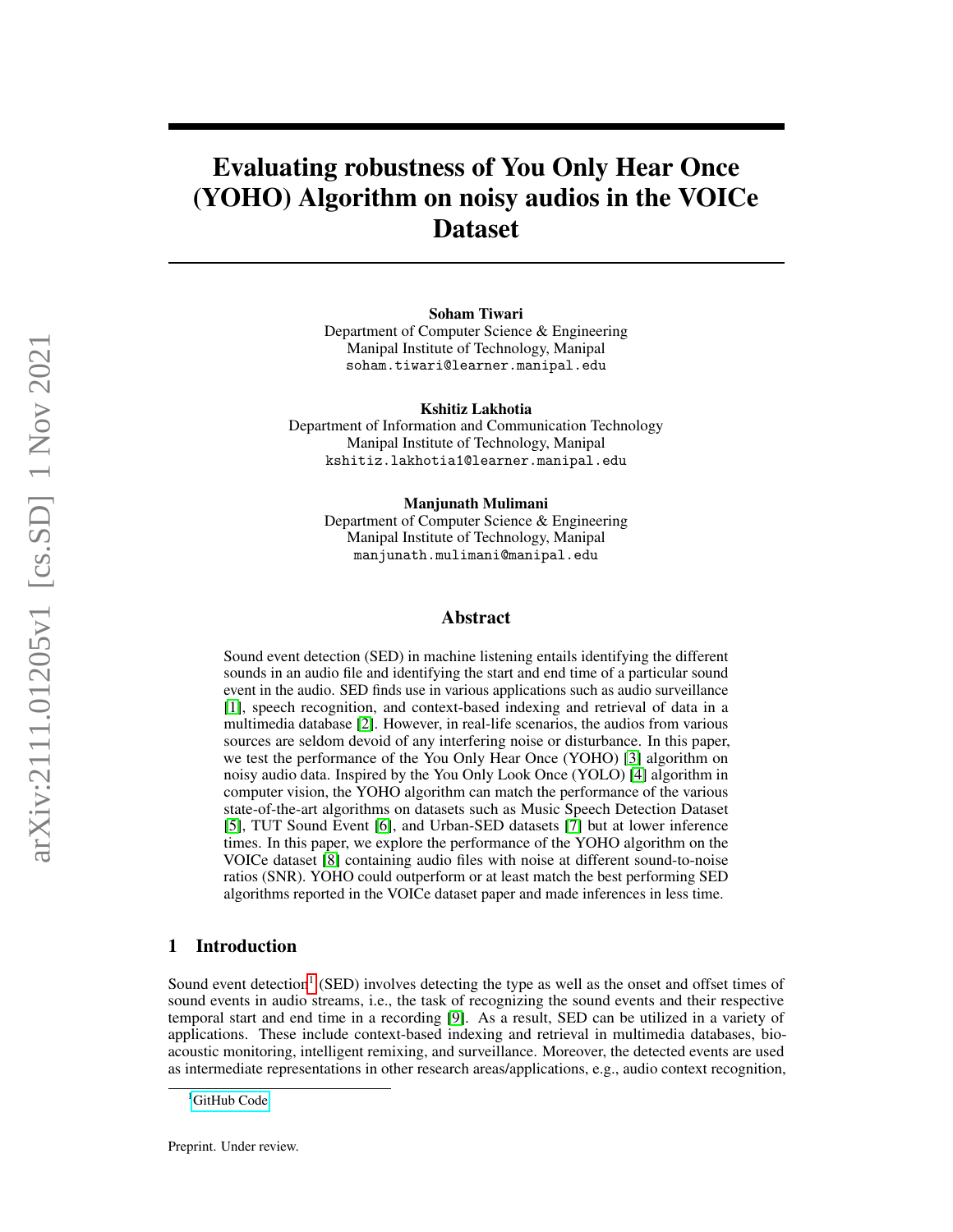# Evaluating robustness of You Only Hear Once (YOHO) Algorithm on noisy audios in the VOICe Dataset

**Soham Tiwari**
Department of Computer Science & Engineering
Manipal Institute of Technology, Manipal
`soham.tiwari@learner.manipal.edu`

**Kshitiz Lakhotia**
Department of Information and Communication Technology
Manipal Institute of Technology, Manipal
`kshitiz.lakhotia1@learner.manipal.edu`

**Manjunath Mulimani**
Department of Computer Science & Engineering
Manipal Institute of Technology, Manipal
`manjunath.mulimani@manipal.edu`

## Abstract

Sound event detection (SED) in machine listening entails identifying the different sounds in an audio file and identifying the start and end time of a particular sound event in the audio. SED finds use in various applications such as audio surveillance [1], speech recognition, and context-based indexing and retrieval of data in a multimedia database [2]. However, in real-life scenarios, the audios from various sources are seldom devoid of any interfering noise or disturbance. In this paper, we test the performance of the You Only Hear Once (YOHO) [3] algorithm on noisy audio data. Inspired by the You Only Look Once (YOLO) [4] algorithm in computer vision, the YOHO algorithm can match the performance of the various state-of-the-art algorithms on datasets such as Music Speech Detection Dataset [5], TUT Sound Event [6], and Urban-SED datasets [7] but at lower inference times. In this paper, we explore the performance of the YOHO algorithm on the VOICe dataset [8] containing audio files with noise at different sound-to-noise ratios (SNR). YOHO could outperform or at least match the best performing SED algorithms reported in the VOICe dataset paper and made inferences in less time.

## 1 Introduction

Sound event detection[1] (SED) involves detecting the type as well as the onset and offset times of sound events in audio streams, i.e., the task of recognizing the sound events and their respective temporal start and end time in a recording [9]. As a result, SED can be utilized in a variety of applications. These include context-based indexing and retrieval in multimedia databases, bio-acoustic monitoring, intelligent remixing, and surveillance. Moreover, the detected events are used as intermediate representations in other research areas/applications, e.g., audio context recognition,

[1] GitHub Code

Preprint. Under review.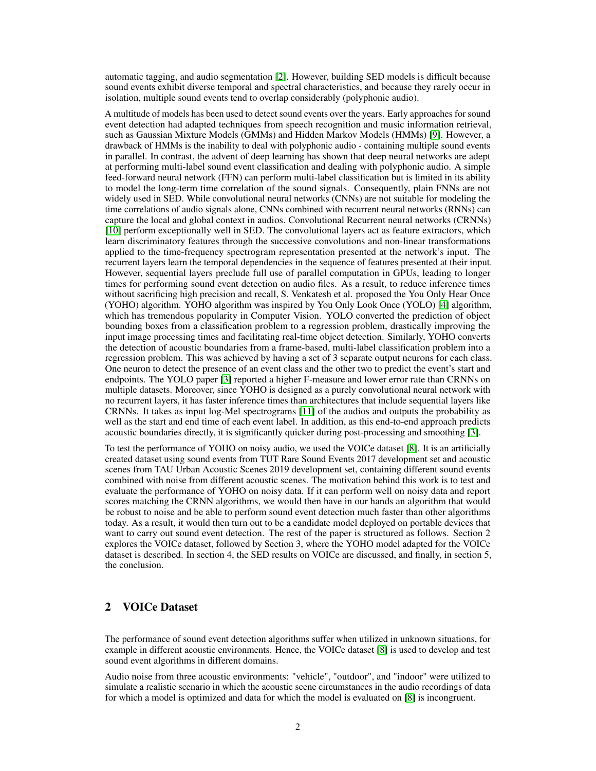automatic tagging, and audio segmentation [2]. However, building SED models is difficult because sound events exhibit diverse temporal and spectral characteristics, and because they rarely occur in isolation, multiple sound events tend to overlap considerably (polyphonic audio).

A multitude of models has been used to detect sound events over the years. Early approaches for sound event detection had adapted techniques from speech recognition and music information retrieval, such as Gaussian Mixture Models (GMMs) and Hidden Markov Models (HMMs) [9]. However, a drawback of HMMs is the inability to deal with polyphonic audio - containing multiple sound events in parallel. In contrast, the advent of deep learning has shown that deep neural networks are adept at performing multi-label sound event classification and dealing with polyphonic audio. A simple feed-forward neural network (FFN) can perform multi-label classification but is limited in its ability to model the long-term time correlation of the sound signals. Consequently, plain FNNs are not widely used in SED. While convolutional neural networks (CNNs) are not suitable for modeling the time correlations of audio signals alone, CNNs combined with recurrent neural networks (RNNs) can capture the local and global context in audios. Convolutional Recurrent neural networks (CRNNs) [10] perform exceptionally well in SED. The convolutional layers act as feature extractors, which learn discriminatory features through the successive convolutions and non-linear transformations applied to the time-frequency spectrogram representation presented at the network's input. The recurrent layers learn the temporal dependencies in the sequence of features presented at their input. However, sequential layers preclude full use of parallel computation in GPUs, leading to longer times for performing sound event detection on audio files. As a result, to reduce inference times without sacrificing high precision and recall, S. Venkatesh et al. proposed the You Only Hear Once (YOHO) algorithm. YOHO algorithm was inspired by You Only Look Once (YOLO) [4] algorithm, which has tremendous popularity in Computer Vision. YOLO converted the prediction of object bounding boxes from a classification problem to a regression problem, drastically improving the input image processing times and facilitating real-time object detection. Similarly, YOHO converts the detection of acoustic boundaries from a frame-based, multi-label classification problem into a regression problem. This was achieved by having a set of 3 separate output neurons for each class. One neuron to detect the presence of an event class and the other two to predict the event's start and endpoints. The YOLO paper [3] reported a higher F-measure and lower error rate than CRNNs on multiple datasets. Moreover, since YOHO is designed as a purely convolutional neural network with no recurrent layers, it has faster inference times than architectures that include sequential layers like CRNNs. It takes as input log-Mel spectrograms [11] of the audios and outputs the probability as well as the start and end time of each event label. In addition, as this end-to-end approach predicts acoustic boundaries directly, it is significantly quicker during post-processing and smoothing [3].

To test the performance of YOHO on noisy audio, we used the VOICe dataset [8]. It is an artificially created dataset using sound events from TUT Rare Sound Events 2017 development set and acoustic scenes from TAU Urban Acoustic Scenes 2019 development set, containing different sound events combined with noise from different acoustic scenes. The motivation behind this work is to test and evaluate the performance of YOHO on noisy data. If it can perform well on noisy data and report scores matching the CRNN algorithms, we would then have in our hands an algorithm that would be robust to noise and be able to perform sound event detection much faster than other algorithms today. As a result, it would then turn out to be a candidate model deployed on portable devices that want to carry out sound event detection. The rest of the paper is structured as follows. Section 2 explores the VOICe dataset, followed by Section 3, where the YOHO model adapted for the VOICe dataset is described. In section 4, the SED results on VOICe are discussed, and finally, in section 5, the conclusion.

## 2 VOICe Dataset

The performance of sound event detection algorithms suffer when utilized in unknown situations, for example in different acoustic environments. Hence, the VOICe dataset [8] is used to develop and test sound event algorithms in different domains.

Audio noise from three acoustic environments: "vehicle", "outdoor", and "indoor" were utilized to simulate a realistic scenario in which the acoustic scene circumstances in the audio recordings of data for which a model is optimized and data for which the model is evaluated on [8] is incongruent.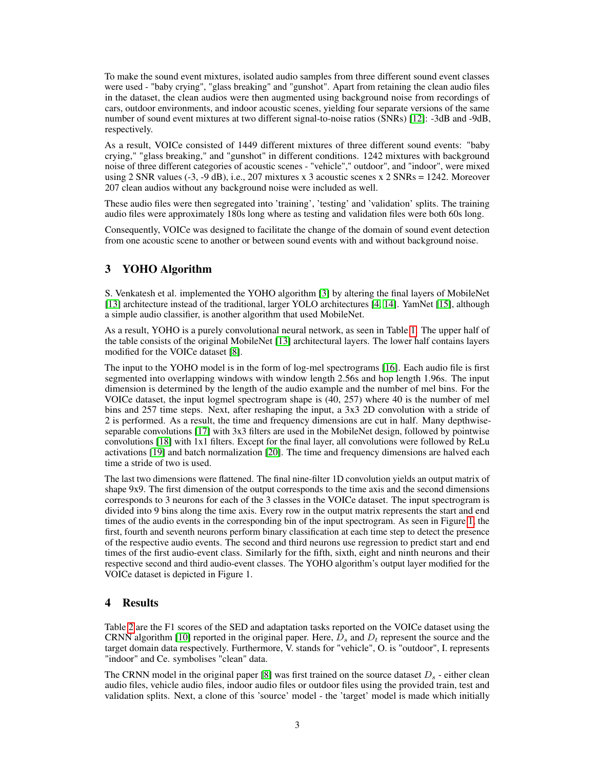To make the sound event mixtures, isolated audio samples from three different sound event classes were used - "baby crying", "glass breaking" and "gunshot". Apart from retaining the clean audio files in the dataset, the clean audios were then augmented using background noise from recordings of cars, outdoor environments, and indoor acoustic scenes, yielding four separate versions of the same number of sound event mixtures at two different signal-to-noise ratios (SNRs) [12]: -3dB and -9dB, respectively.

As a result, VOICe consisted of 1449 different mixtures of three different sound events: "baby crying," "glass breaking," and "gunshot" in different conditions. 1242 mixtures with background noise of three different categories of acoustic scenes - "vehicle"," outdoor", and "indoor", were mixed using 2 SNR values (-3, -9 dB), i.e., 207 mixtures x 3 acoustic scenes x 2 SNRs = 1242. Moreover 207 clean audios without any background noise were included as well.

These audio files were then segregated into 'training', 'testing' and 'validation' splits. The training audio files were approximately 180s long where as testing and validation files were both 60s long.

Consequently, VOICe was designed to facilitate the change of the domain of sound event detection from one acoustic scene to another or between sound events with and without background noise.

## 3 YOHO Algorithm

S. Venkatesh et al. implemented the YOHO algorithm [3] by altering the final layers of MobileNet [13] architecture instead of the traditional, larger YOLO architectures [4, 14]. YamNet [15], although a simple audio classifier, is another algorithm that used MobileNet.

As a result, YOHO is a purely convolutional neural network, as seen in Table 1. The upper half of the table consists of the original MobileNet [13] architectural layers. The lower half contains layers modified for the VOICe dataset [8].

The input to the YOHO model is in the form of log-mel spectrograms [16]. Each audio file is first segmented into overlapping windows with window length 2.56s and hop length 1.96s. The input dimension is determined by the length of the audio example and the number of mel bins. For the VOICe dataset, the input logmel spectrogram shape is (40, 257) where 40 is the number of mel bins and 257 time steps. Next, after reshaping the input, a 3x3 2D convolution with a stride of 2 is performed. As a result, the time and frequency dimensions are cut in half. Many depthwise-separable convolutions [17] with 3x3 filters are used in the MobileNet design, followed by pointwise convolutions [18] with 1x1 filters. Except for the final layer, all convolutions were followed by ReLu activations [19] and batch normalization [20]. The time and frequency dimensions are halved each time a stride of two is used.

The last two dimensions were flattened. The final nine-filter 1D convolution yields an output matrix of shape 9x9. The first dimension of the output corresponds to the time axis and the second dimensions corresponds to 3 neurons for each of the 3 classes in the VOICe dataset. The input spectrogram is divided into 9 bins along the time axis. Every row in the output matrix represents the start and end times of the audio events in the corresponding bin of the input spectrogram. As seen in Figure 1, the first, fourth and seventh neurons perform binary classification at each time step to detect the presence of the respective audio events. The second and third neurons use regression to predict start and end times of the first audio-event class. Similarly for the fifth, sixth, eight and ninth neurons and their respective second and third audio-event classes. The YOHO algorithm's output layer modified for the VOICe dataset is depicted in Figure 1.

## 4 Results

Table 2 are the F1 scores of the SED and adaptation tasks reported on the VOICe dataset using the CRNN algorithm [10] reported in the original paper. Here, $D_s$ and $D_t$ represent the source and the target domain data respectively. Furthermore, V. stands for "vehicle", O. is "outdoor", I. represents "indoor" and Ce. symbolises "clean" data.

The CRNN model in the original paper [8] was first trained on the source dataset $D_s$ - either clean audio files, vehicle audio files, indoor audio files or outdoor files using the provided train, test and validation splits. Next, a clone of this 'source' model - the 'target' model is made which initially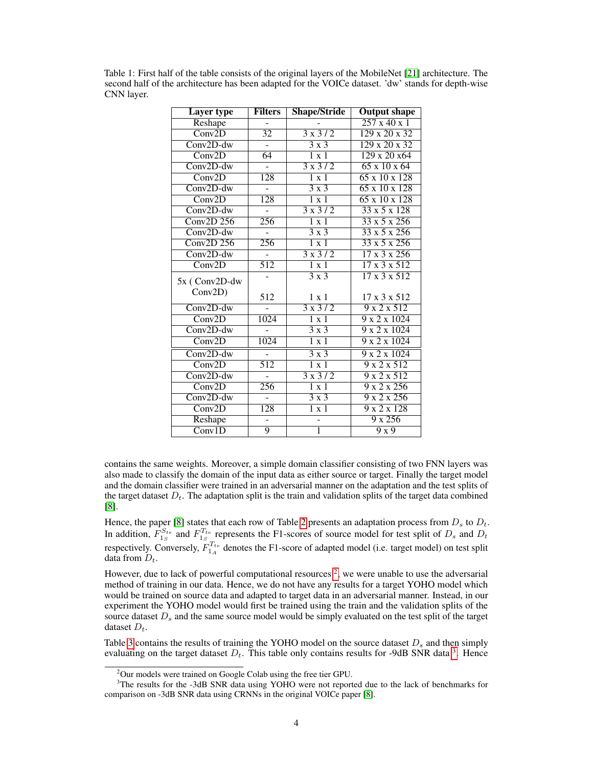Table 1: First half of the table consists of the original layers of the MobileNet [21] architecture. The second half of the architecture has been adapted for the VOICe dataset. 'dw' stands for depth-wise CNN layer.

| Layer type | Filters | Shape/Stride | Output shape |
|---|---|---|---|
| Reshape | - | - | 257 x 40 x 1 |
| Conv2D | 32 | 3 x 3 / 2 | 129 x 20 x 32 |
| Conv2D-dw | - | 3 x 3 | 129 x 20 x 32 |
| Conv2D | 64 | 1 x 1 | 129 x 20 x64 |
| Conv2D-dw | - | 3 x 3 / 2 | 65 x 10 x 64 |
| Conv2D | 128 | 1 x 1 | 65 x 10 x 128 |
| Conv2D-dw | - | 3 x 3 | 65 x 10 x 128 |
| Conv2D | 128 | 1 x 1 | 65 x 10 x 128 |
| Conv2D-dw | - | 3 x 3 / 2 | 33 x 5 x 128 |
| Conv2D 256 | 256 | 1 x 1 | 33 x 5 x 256 |
| Conv2D-dw | - | 3 x 3 | 33 x 5 x 256 |
| Conv2D 256 | 256 | 1 x 1 | 33 x 5 x 256 |
| Conv2D-dw | - | 3 x 3 / 2 | 17 x 3 x 256 |
| Conv2D | 512 | 1 x 1 | 17 x 3 x 512 |
| 5x ( Conv2D-dw Conv2D) | - <br> 512 | 3 x 3 <br> 1 x 1 | 17 x 3 x 512 <br> 17 x 3 x 512 |
| Conv2D-dw | - | 3 x 3 / 2 | 9 x 2 x 512 |
| Conv2D | 1024 | 1 x 1 | 9 x 2 x 1024 |
| Conv2D-dw | - | 3 x 3 | 9 x 2 x 1024 |
| Conv2D | 1024 | 1 x 1 | 9 x 2 x 1024 |
| Conv2D-dw | - | 3 x 3 | 9 x 2 x 1024 |
| Conv2D | 512 | 1 x 1 | 9 x 2 x 512 |
| Conv2D-dw | - | 3 x 3 / 2 | 9 x 2 x 512 |
| Conv2D | 256 | 1 x 1 | 9 x 2 x 256 |
| Conv2D-dw | - | 3 x 3 | 9 x 2 x 256 |
| Conv2D | 128 | 1 x 1 | 9 x 2 x 128 |
| Reshape | - | - | 9 x 256 |
| Conv1D | 9 | 1 | 9 x 9 |

contains the same weights. Moreover, a simple domain classifier consisting of two FNN layers was also made to classify the domain of the input data as either source or target. Finally the target model and the domain classifier were trained in an adversarial manner on the adaptation and the test splits of the target dataset $D_t$. The adaptation split is the train and validation splits of the target data combined [8].

Hence, the paper [8] states that each row of Table 2 presents an adaptation process from $D_s$ to $D_t$. In addition, $F_{1_S}^{S_{te}}$ and $F_{1_S}^{T_{te}}$ represents the F1-scores of source model for test split of $D_s$ and $D_t$ respectively. Conversely, $F_{1_A}^{T_{te}}$ denotes the F1-score of adapted model (i.e. target model) on test split data from $D_t$.

However, due to lack of powerful computational resources [2], we were unable to use the adversarial method of training in our data. Hence, we do not have any results for a target YOHO model which would be trained on source data and adapted to target data in an adversarial manner. Instead, in our experiment the YOHO model would first be trained using the train and the validation splits of the source dataset $D_s$ and the same source model would be simply evaluated on the test split of the target dataset $D_t$.

Table 3 contains the results of training the YOHO model on the source dataset $D_s$ and then simply evaluating on the target dataset $D_t$. This table only contains results for -9dB SNR data [3]. Hence

[2] Our models were trained on Google Colab using the free tier GPU.

[3] The results for the -3dB SNR data using YOHO were not reported due to the lack of benchmarks for comparison on -3dB SNR data using CRNNs in the original VOICe paper [8].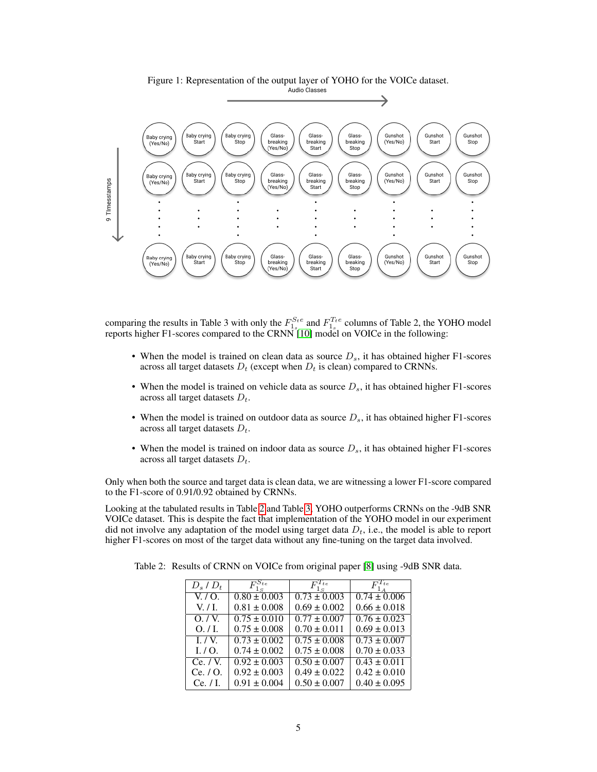Figure 1: Representation of the output layer of YOHO for the VOICe dataset.

Audio Classes

9 Timesstamps

Baby crying (Yes/No)
Baby crying Start
Baby crying Stop
Glass-breaking (Yes/No)
Glass-breaking Start
Glass-breaking Stop
Gunshot (Yes/No)
Gunshot Start
Gunshot Stop

comparing the results in Table 3 with only the $F_{1_s}^{S_{te}}$ and $F_{1_s}^{T_{te}}$ columns of Table 2, the YOHO model reports higher F1-scores compared to the CRNN [10] model on VOICe in the following:

- When the model is trained on clean data as source $D_s$, it has obtained higher F1-scores across all target datasets $D_t$ (except when $D_t$ is clean) compared to CRNNs.
- When the model is trained on vehicle data as source $D_s$, it has obtained higher F1-scores across all target datasets $D_t$.
- When the model is trained on outdoor data as source $D_s$, it has obtained higher F1-scores across all target datasets $D_t$.
- When the model is trained on indoor data as source $D_s$, it has obtained higher F1-scores across all target datasets $D_t$.

Only when both the source and target data is clean data, we are witnessing a lower F1-score compared to the F1-score of 0.91/0.92 obtained by CRNNs.

Looking at the tabulated results in Table 2 and Table 3, YOHO outperforms CRNNs on the -9dB SNR VOICe dataset. This is despite the fact that implementation of the YOHO model in our experiment did not involve any adaptation of the model using target data $D_t$, i.e., the model is able to report higher F1-scores on most of the target data without any fine-tuning on the target data involved.

Table 2: Results of CRNN on VOICe from original paper [8] using -9dB SNR data.

| $D_s$ / $D_t$ | $F_{1_S}^{S_{te}}$ | $F_{1_S}^{T_{te}}$ | $F_{1_A}^{T_{te}}$ |
|---|---|---|---|
| V. / O. | $0.80 \pm 0.003$ | $0.73 \pm 0.003$ | $0.74 \pm 0.006$ |
| V. / I. | $0.81 \pm 0.008$ | $0.69 \pm 0.002$ | $0.66 \pm 0.018$ |
| O. / V. | $0.75 \pm 0.010$ | $0.77 \pm 0.007$ | $0.76 \pm 0.023$ |
| O. / I. | $0.75 \pm 0.008$ | $0.70 \pm 0.011$ | $0.69 \pm 0.013$ |
| I. / V. | $0.73 \pm 0.002$ | $0.75 \pm 0.008$ | $0.73 \pm 0.007$ |
| I. / O. | $0.74 \pm 0.002$ | $0.75 \pm 0.008$ | $0.70 \pm 0.033$ |
| Ce. / V. | $0.92 \pm 0.003$ | $0.50 \pm 0.007$ | $0.43 \pm 0.011$ |
| Ce. / O. | $0.92 \pm 0.003$ | $0.49 \pm 0.022$ | $0.42 \pm 0.010$ |
| Ce. / I. | $0.91 \pm 0.004$ | $0.50 \pm 0.007$ | $0.40 \pm 0.095$ |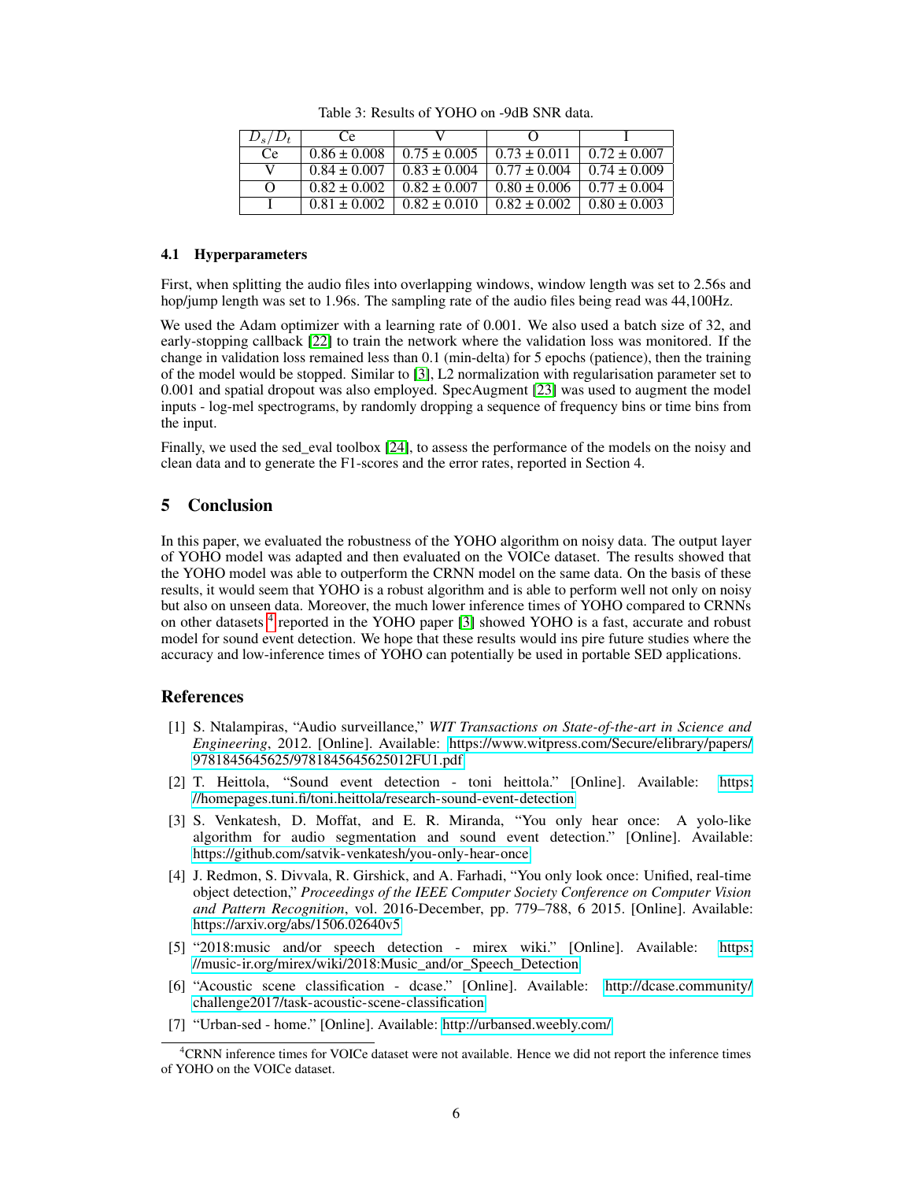Table 3: Results of YOHO on -9dB SNR data.

| $D_s/D_t$ | Ce | V | O | I |
|---|---|---|---|---|
| Ce | 0.86 ± 0.008 | 0.75 ± 0.005 | 0.73 ± 0.011 | 0.72 ± 0.007 |
| V | 0.84 ± 0.007 | 0.83 ± 0.004 | 0.77 ± 0.004 | 0.74 ± 0.009 |
| O | 0.82 ± 0.002 | 0.82 ± 0.007 | 0.80 ± 0.006 | 0.77 ± 0.004 |
| I | 0.81 ± 0.002 | 0.82 ± 0.010 | 0.82 ± 0.002 | 0.80 ± 0.003 |

### 4.1 Hyperparameters

First, when splitting the audio files into overlapping windows, window length was set to 2.56s and hop/jump length was set to 1.96s. The sampling rate of the audio files being read was 44,100Hz.

We used the Adam optimizer with a learning rate of 0.001. We also used a batch size of 32, and early-stopping callback [22] to train the network where the validation loss was monitored. If the change in validation loss remained less than 0.1 (min-delta) for 5 epochs (patience), then the training of the model would be stopped. Similar to [3], L2 normalization with regularisation parameter set to 0.001 and spatial dropout was also employed. SpecAugment [23] was used to augment the model inputs - log-mel spectrograms, by randomly dropping a sequence of frequency bins or time bins from the input.

Finally, we used the sed_eval toolbox [24], to assess the performance of the models on the noisy and clean data and to generate the F1-scores and the error rates, reported in Section 4.

## 5 Conclusion

In this paper, we evaluated the robustness of the YOHO algorithm on noisy data. The output layer of YOHO model was adapted and then evaluated on the VOICe dataset. The results showed that the YOHO model was able to outperform the CRNN model on the same data. On the basis of these results, it would seem that YOHO is a robust algorithm and is able to perform well not only on noisy but also on unseen data. Moreover, the much lower inference times of YOHO compared to CRNNs on other datasets [4] reported in the YOHO paper [3] showed YOHO is a fast, accurate and robust model for sound event detection. We hope that these results would ins pire future studies where the accuracy and low-inference times of YOHO can potentially be used in portable SED applications.

## References

[1] S. Ntalampiras, "Audio surveillance," *WIT Transactions on State-of-the-art in Science and Engineering*, 2012. [Online]. Available: https://www.witpress.com/Secure/elibrary/papers/9781845645625/9781845645625012FU1.pdf

[2] T. Heittola, "Sound event detection - toni heittola." [Online]. Available: https://homepages.tuni.fi/toni.heittola/research-sound-event-detection

[3] S. Venkatesh, D. Moffat, and E. R. Miranda, "You only hear once: A yolo-like algorithm for audio segmentation and sound event detection." [Online]. Available: https://github.com/satvik-venkatesh/you-only-hear-once

[4] J. Redmon, S. Divvala, R. Girshick, and A. Farhadi, "You only look once: Unified, real-time object detection," *Proceedings of the IEEE Computer Society Conference on Computer Vision and Pattern Recognition*, vol. 2016-December, pp. 779–788, 6 2015. [Online]. Available: https://arxiv.org/abs/1506.02640v5

[5] "2018:music and/or speech detection - mirex wiki." [Online]. Available: https://music-ir.org/mirex/wiki/2018:Music_and/or_Speech_Detection

[6] "Acoustic scene classification - dcase." [Online]. Available: http://dcase.community/challenge2017/task-acoustic-scene-classification

[7] "Urban-sed - home." [Online]. Available: http://urbansed.weebly.com/

[4] CRNN inference times for VOICe dataset were not available. Hence we did not report the inference times of YOHO on the VOICe dataset.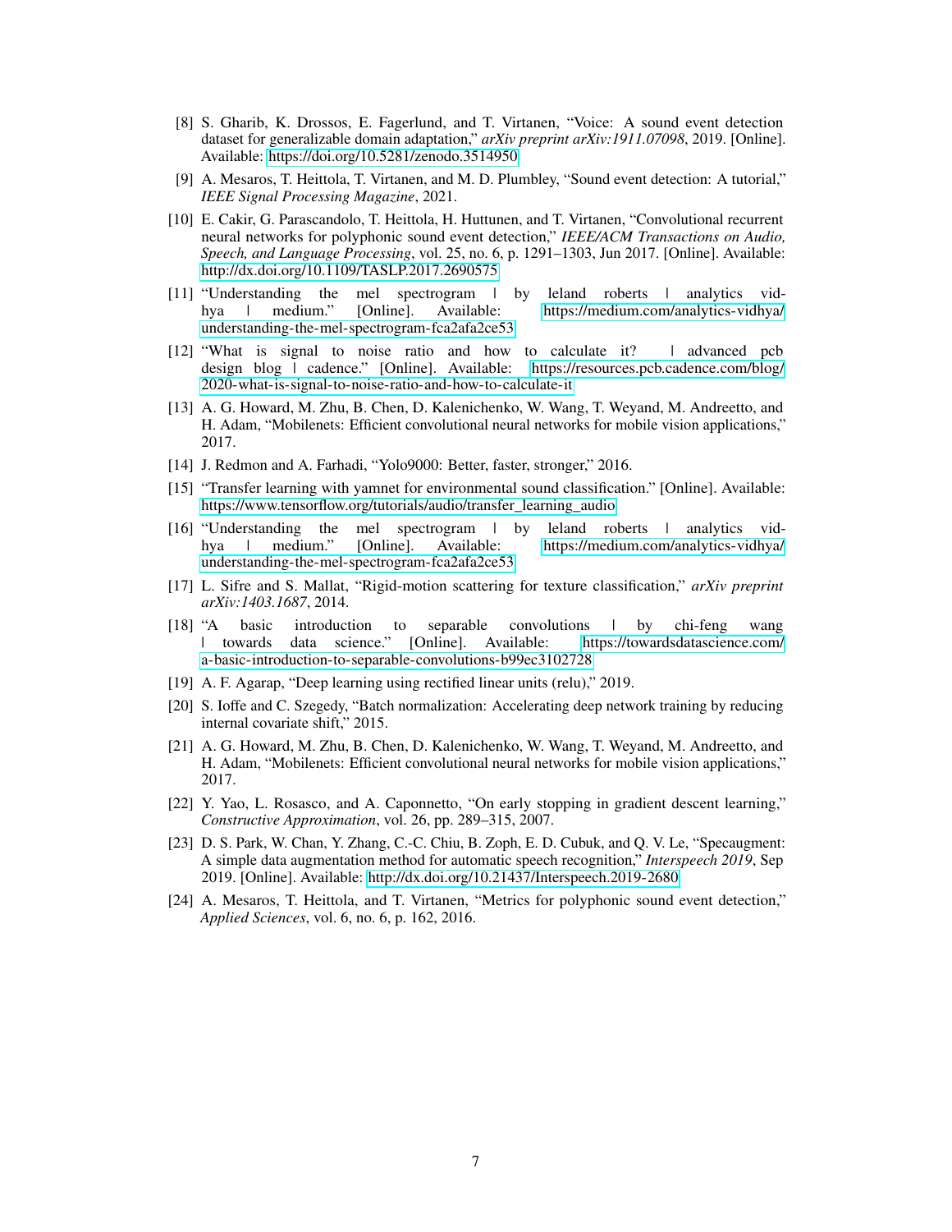[8] S. Gharib, K. Drossos, E. Fagerlund, and T. Virtanen, "Voice: A sound event detection dataset for generalizable domain adaptation," *arXiv preprint arXiv:1911.07098*, 2019. [Online]. Available: https://doi.org/10.5281/zenodo.3514950

[9] A. Mesaros, T. Heittola, T. Virtanen, and M. D. Plumbley, "Sound event detection: A tutorial," *IEEE Signal Processing Magazine*, 2021.

[10] E. Cakir, G. Parascandolo, T. Heittola, H. Huttunen, and T. Virtanen, "Convolutional recurrent neural networks for polyphonic sound event detection," *IEEE/ACM Transactions on Audio, Speech, and Language Processing*, vol. 25, no. 6, p. 1291–1303, Jun 2017. [Online]. Available: http://dx.doi.org/10.1109/TASLP.2017.2690575

[11] "Understanding the mel spectrogram | by leland roberts | analytics vidhya | medium." [Online]. Available: https://medium.com/analytics-vidhya/understanding-the-mel-spectrogram-fca2afa2ce53

[12] "What is signal to noise ratio and how to calculate it? | advanced pcb design blog | cadence." [Online]. Available: https://resources.pcb.cadence.com/blog/2020-what-is-signal-to-noise-ratio-and-how-to-calculate-it

[13] A. G. Howard, M. Zhu, B. Chen, D. Kalenichenko, W. Wang, T. Weyand, M. Andreetto, and H. Adam, "Mobilenets: Efficient convolutional neural networks for mobile vision applications," 2017.

[14] J. Redmon and A. Farhadi, "Yolo9000: Better, faster, stronger," 2016.

[15] "Transfer learning with yamnet for environmental sound classification." [Online]. Available: https://www.tensorflow.org/tutorials/audio/transfer_learning_audio

[16] "Understanding the mel spectrogram | by leland roberts | analytics vidhya | medium." [Online]. Available: https://medium.com/analytics-vidhya/understanding-the-mel-spectrogram-fca2afa2ce53

[17] L. Sifre and S. Mallat, "Rigid-motion scattering for texture classification," *arXiv preprint arXiv:1403.1687*, 2014.

[18] "A basic introduction to separable convolutions | by chi-feng wang | towards data science." [Online]. Available: https://towardsdatascience.com/a-basic-introduction-to-separable-convolutions-b99ec3102728

[19] A. F. Agarap, "Deep learning using rectified linear units (relu)," 2019.

[20] S. Ioffe and C. Szegedy, "Batch normalization: Accelerating deep network training by reducing internal covariate shift," 2015.

[21] A. G. Howard, M. Zhu, B. Chen, D. Kalenichenko, W. Wang, T. Weyand, M. Andreetto, and H. Adam, "Mobilenets: Efficient convolutional neural networks for mobile vision applications," 2017.

[22] Y. Yao, L. Rosasco, and A. Caponnetto, "On early stopping in gradient descent learning," *Constructive Approximation*, vol. 26, pp. 289–315, 2007.

[23] D. S. Park, W. Chan, Y. Zhang, C.-C. Chiu, B. Zoph, E. D. Cubuk, and Q. V. Le, "Specaugment: A simple data augmentation method for automatic speech recognition," *Interspeech 2019*, Sep 2019. [Online]. Available: http://dx.doi.org/10.21437/Interspeech.2019-2680

[24] A. Mesaros, T. Heittola, and T. Virtanen, "Metrics for polyphonic sound event detection," *Applied Sciences*, vol. 6, no. 6, p. 162, 2016.